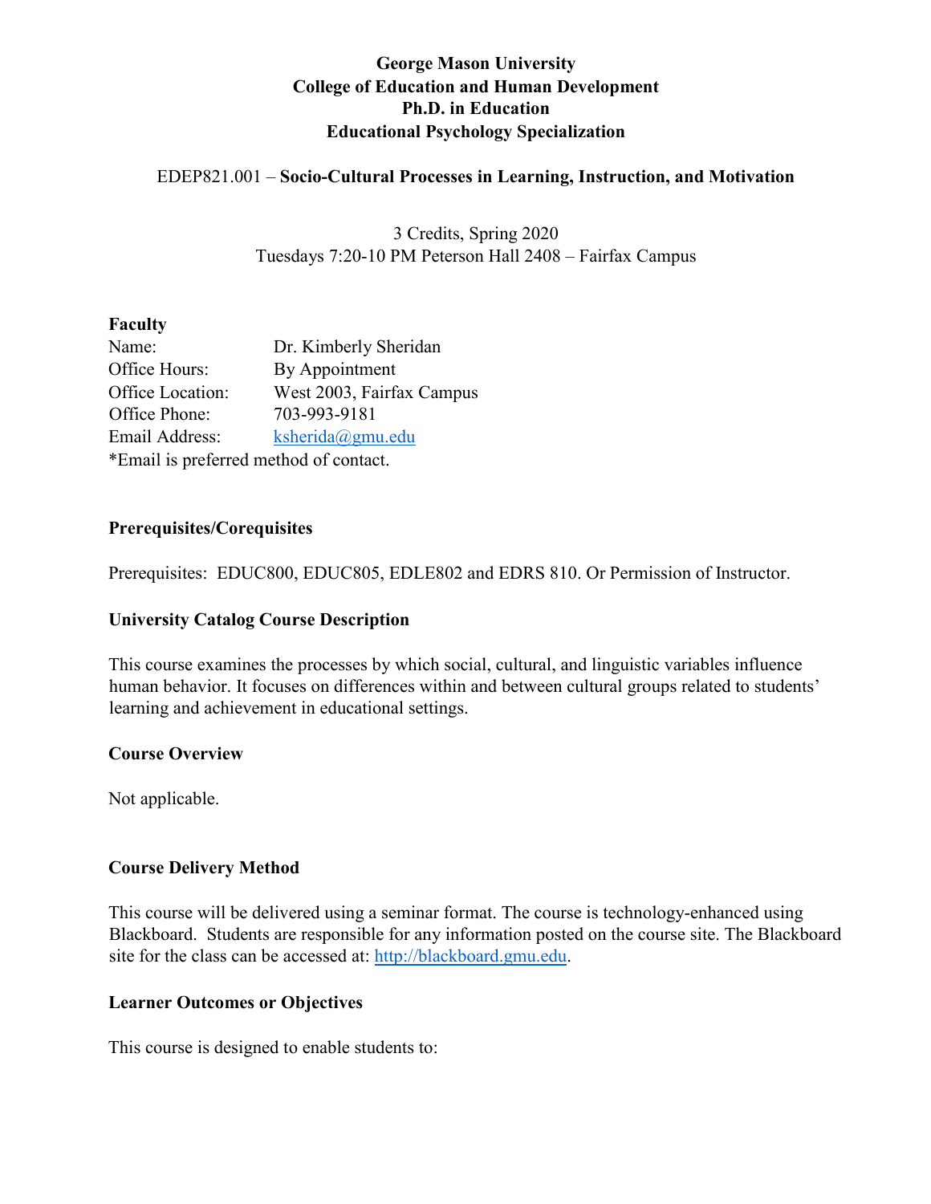# George Mason University
# College of Education and Human Development
# Ph.D. in Education
# Educational Psychology Specialization

EDEP821.001 – **Socio-Cultural Processes in Learning, Instruction, and Motivation**

3 Credits, Spring 2020
Tuesdays 7:20-10 PM Peterson Hall 2408 – Fairfax Campus

**Faculty**

Name: Dr. Kimberly Sheridan
Office Hours: By Appointment
Office Location: West 2003, Fairfax Campus
Office Phone: 703-993-9181
Email Address: ksherida@gmu.edu
*Email is preferred method of contact.

**Prerequisites/Corequisites**

Prerequisites: EDUC800, EDUC805, EDLE802 and EDRS 810. Or Permission of Instructor.

**University Catalog Course Description**

This course examines the processes by which social, cultural, and linguistic variables influence human behavior. It focuses on differences within and between cultural groups related to students' learning and achievement in educational settings.

**Course Overview**

Not applicable.

**Course Delivery Method**

This course will be delivered using a seminar format. The course is technology-enhanced using Blackboard. Students are responsible for any information posted on the course site. The Blackboard site for the class can be accessed at: http://blackboard.gmu.edu.

**Learner Outcomes or Objectives**

This course is designed to enable students to: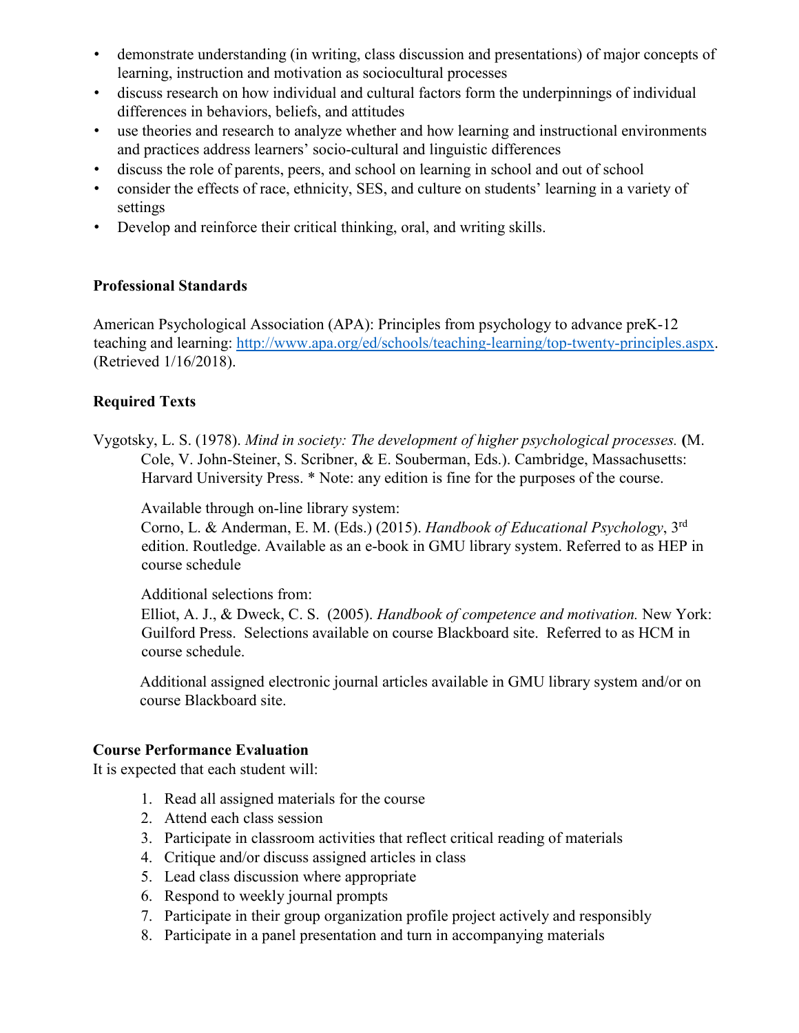- demonstrate understanding (in writing, class discussion and presentations) of major concepts of learning, instruction and motivation as sociocultural processes
- discuss research on how individual and cultural factors form the underpinnings of individual differences in behaviors, beliefs, and attitudes
- use theories and research to analyze whether and how learning and instructional environments and practices address learners' socio-cultural and linguistic differences
- discuss the role of parents, peers, and school on learning in school and out of school
- consider the effects of race, ethnicity, SES, and culture on students' learning in a variety of settings
- Develop and reinforce their critical thinking, oral, and writing skills.

**Professional Standards**

American Psychological Association (APA): Principles from psychology to advance preK-12 teaching and learning: [http://www.apa.org/ed/schools/teaching-learning/top-twenty-principles.aspx](http://www.apa.org/ed/schools/teaching-learning/top-twenty-principles.aspx). (Retrieved 1/16/2018).

**Required Texts**

Vygotsky, L. S. (1978). *Mind in society: The development of higher psychological processes.* **(**M. Cole, V. John-Steiner, S. Scribner, & E. Souberman, Eds.). Cambridge, Massachusetts: Harvard University Press. * Note: any edition is fine for the purposes of the course.

Available through on-line library system:
Corno, L. & Anderman, E. M. (Eds.) (2015). *Handbook of Educational Psychology*, 3rd edition. Routledge. Available as an e-book in GMU library system. Referred to as HEP in course schedule

Additional selections from:
Elliot, A. J., & Dweck, C. S. (2005). *Handbook of competence and motivation.* New York: Guilford Press. Selections available on course Blackboard site. Referred to as HCM in course schedule.

Additional assigned electronic journal articles available in GMU library system and/or on course Blackboard site.

**Course Performance Evaluation**
It is expected that each student will:

1. Read all assigned materials for the course
2. Attend each class session
3. Participate in classroom activities that reflect critical reading of materials
4. Critique and/or discuss assigned articles in class
5. Lead class discussion where appropriate
6. Respond to weekly journal prompts
7. Participate in their group organization profile project actively and responsibly
8. Participate in a panel presentation and turn in accompanying materials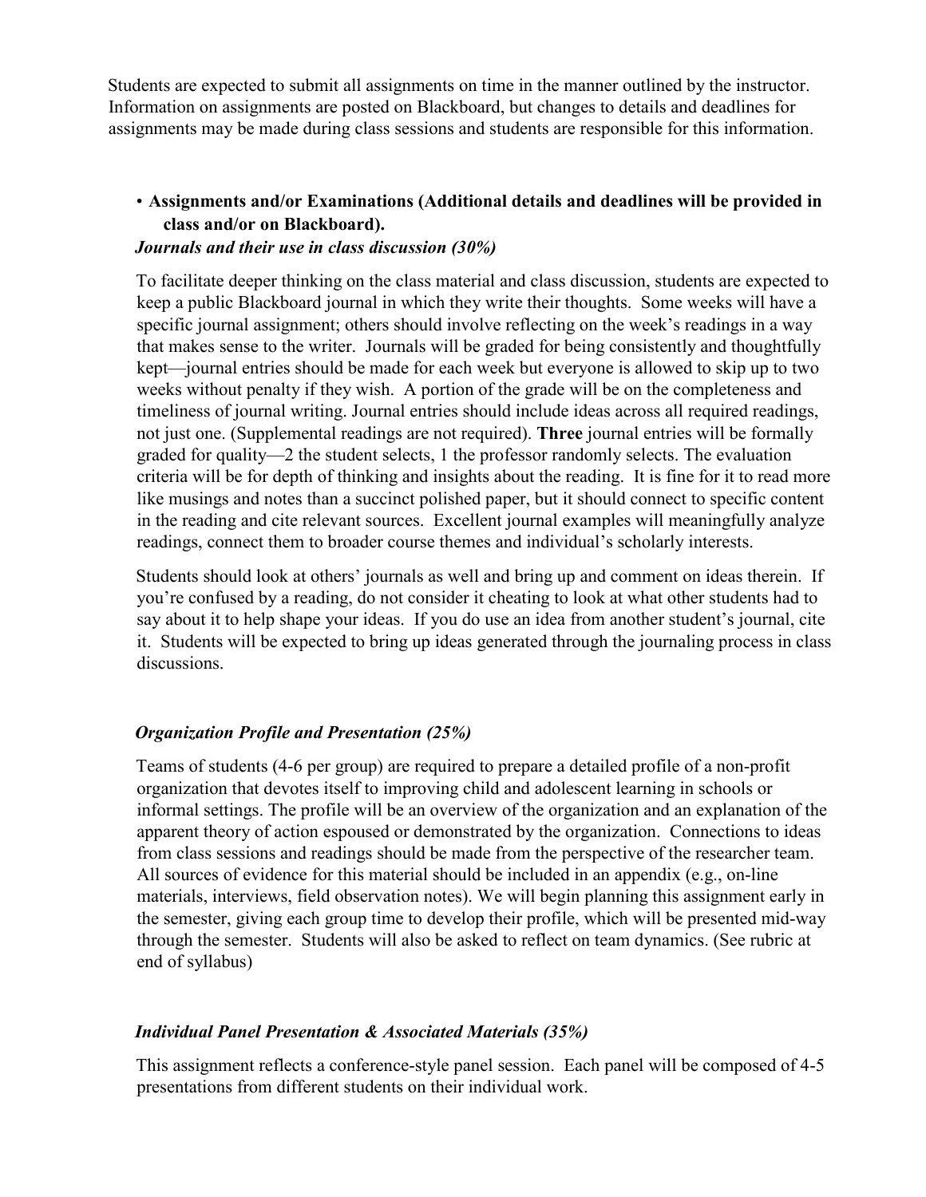Students are expected to submit all assignments on time in the manner outlined by the instructor. Information on assignments are posted on Blackboard, but changes to details and deadlines for assignments may be made during class sessions and students are responsible for this information.

- **Assignments and/or Examinations (Additional details and deadlines will be provided in class and/or on Blackboard).**

***Journals and their use in class discussion (30%)***

To facilitate deeper thinking on the class material and class discussion, students are expected to keep a public Blackboard journal in which they write their thoughts. Some weeks will have a specific journal assignment; others should involve reflecting on the week's readings in a way that makes sense to the writer. Journals will be graded for being consistently and thoughtfully kept—journal entries should be made for each week but everyone is allowed to skip up to two weeks without penalty if they wish. A portion of the grade will be on the completeness and timeliness of journal writing. Journal entries should include ideas across all required readings, not just one. (Supplemental readings are not required). **Three** journal entries will be formally graded for quality—2 the student selects, 1 the professor randomly selects. The evaluation criteria will be for depth of thinking and insights about the reading. It is fine for it to read more like musings and notes than a succinct polished paper, but it should connect to specific content in the reading and cite relevant sources. Excellent journal examples will meaningfully analyze readings, connect them to broader course themes and individual's scholarly interests.

Students should look at others' journals as well and bring up and comment on ideas therein. If you're confused by a reading, do not consider it cheating to look at what other students had to say about it to help shape your ideas. If you do use an idea from another student's journal, cite it. Students will be expected to bring up ideas generated through the journaling process in class discussions.

***Organization Profile and Presentation (25%)***

Teams of students (4-6 per group) are required to prepare a detailed profile of a non-profit organization that devotes itself to improving child and adolescent learning in schools or informal settings. The profile will be an overview of the organization and an explanation of the apparent theory of action espoused or demonstrated by the organization. Connections to ideas from class sessions and readings should be made from the perspective of the researcher team. All sources of evidence for this material should be included in an appendix (e.g., on-line materials, interviews, field observation notes). We will begin planning this assignment early in the semester, giving each group time to develop their profile, which will be presented mid-way through the semester. Students will also be asked to reflect on team dynamics. (See rubric at end of syllabus)

***Individual Panel Presentation & Associated Materials (35%)***

This assignment reflects a conference-style panel session. Each panel will be composed of 4-5 presentations from different students on their individual work.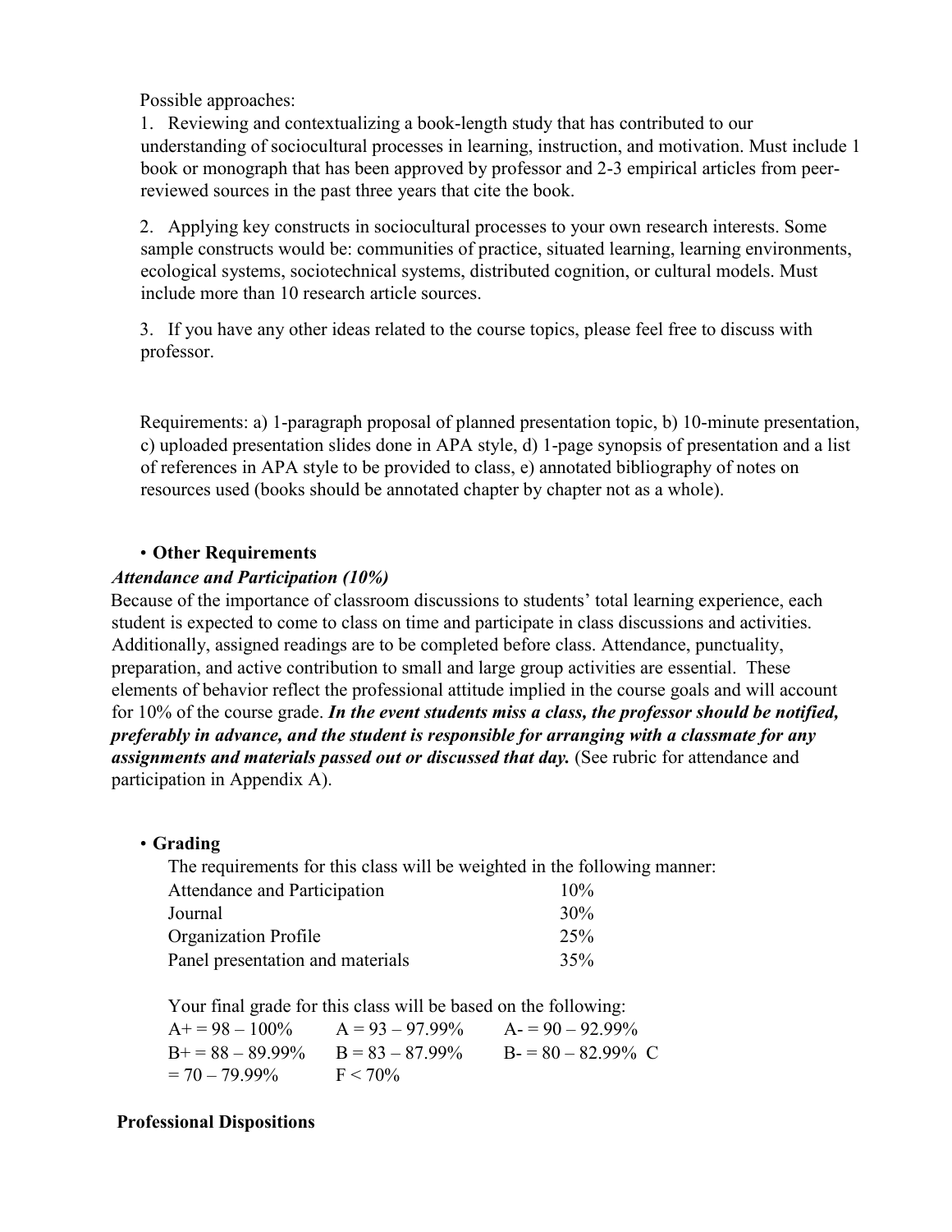Possible approaches:

1. Reviewing and contextualizing a book-length study that has contributed to our understanding of sociocultural processes in learning, instruction, and motivation. Must include 1 book or monograph that has been approved by professor and 2-3 empirical articles from peer-reviewed sources in the past three years that cite the book.

2. Applying key constructs in sociocultural processes to your own research interests. Some sample constructs would be: communities of practice, situated learning, learning environments, ecological systems, sociotechnical systems, distributed cognition, or cultural models. Must include more than 10 research article sources.

3. If you have any other ideas related to the course topics, please feel free to discuss with professor.

Requirements: a) 1-paragraph proposal of planned presentation topic, b) 10-minute presentation, c) uploaded presentation slides done in APA style, d) 1-page synopsis of presentation and a list of references in APA style to be provided to class, e) annotated bibliography of notes on resources used (books should be annotated chapter by chapter not as a whole).

- **Other Requirements**

***Attendance and Participation (10%)***

Because of the importance of classroom discussions to students' total learning experience, each student is expected to come to class on time and participate in class discussions and activities. Additionally, assigned readings are to be completed before class. Attendance, punctuality, preparation, and active contribution to small and large group activities are essential. These elements of behavior reflect the professional attitude implied in the course goals and will account for 10% of the course grade. ***In the event students miss a class, the professor should be notified, preferably in advance, and the student is responsible for arranging with a classmate for any assignments and materials passed out or discussed that day.*** (See rubric for attendance and participation in Appendix A).

- **Grading**

The requirements for this class will be weighted in the following manner:

| | |
|---|---|
| Attendance and Participation | 10% |
| Journal | 30% |
| Organization Profile | 25% |
| Panel presentation and materials | 35% |

Your final grade for this class will be based on the following:

| | | |
|---|---|---|
| A+ = 98 – 100% | A = 93 – 97.99% | A- = 90 – 92.99% |
| B+ = 88 – 89.99% | B = 83 – 87.99% | B- = 80 – 82.99% |
| C = 70 – 79.99% | F < 70% | |

**Professional Dispositions**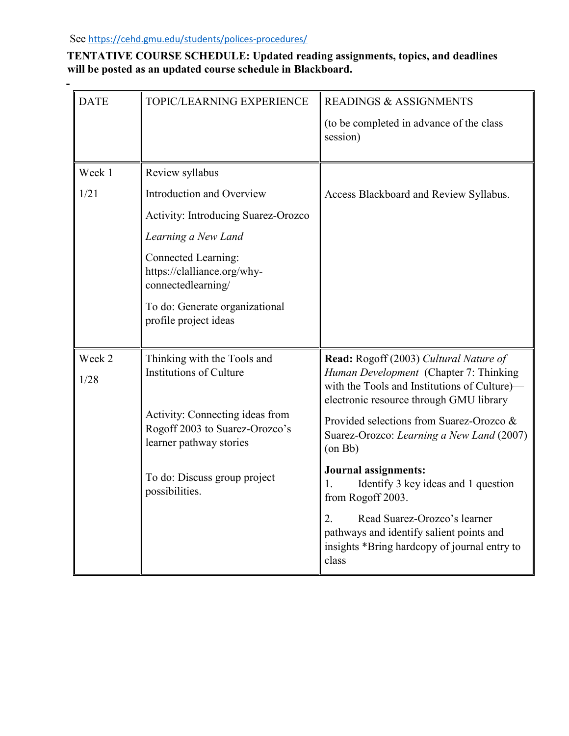See https://cehd.gmu.edu/students/polices-procedures/

**TENTATIVE COURSE SCHEDULE: Updated reading assignments, topics, and deadlines will be posted as an updated course schedule in Blackboard.**

| DATE | TOPIC/LEARNING EXPERIENCE | READINGS & ASSIGNMENTS<br><br>(to be completed in advance of the class session) |
|---|---|---|
| Week 1<br><br>1/21 | Review syllabus<br><br>Introduction and Overview<br><br>Activity: Introducing Suarez-Orozco *Learning a New Land*<br><br>Connected Learning: https://clalliance.org/why-connectedlearning/<br><br>To do: Generate organizational profile project ideas | Access Blackboard and Review Syllabus. |
| Week 2<br><br>1/28 | Thinking with the Tools and Institutions of Culture<br><br>Activity: Connecting ideas from Rogoff 2003 to Suarez-Orozco's learner pathway stories<br><br>To do: Discuss group project possibilities. | **Read:** Rogoff (2003) *Cultural Nature of Human Development* (Chapter 7: Thinking with the Tools and Institutions of Culture)—electronic resource through GMU library<br><br>Provided selections from Suarez-Orozco & Suarez-Orozco: *Learning a New Land* (2007) (on Bb)<br><br>**Journal assignments:**<br>1. Identify 3 key ideas and 1 question from Rogoff 2003.<br><br>2. Read Suarez-Orozco's learner pathways and identify salient points and insights *Bring hardcopy of journal entry to class |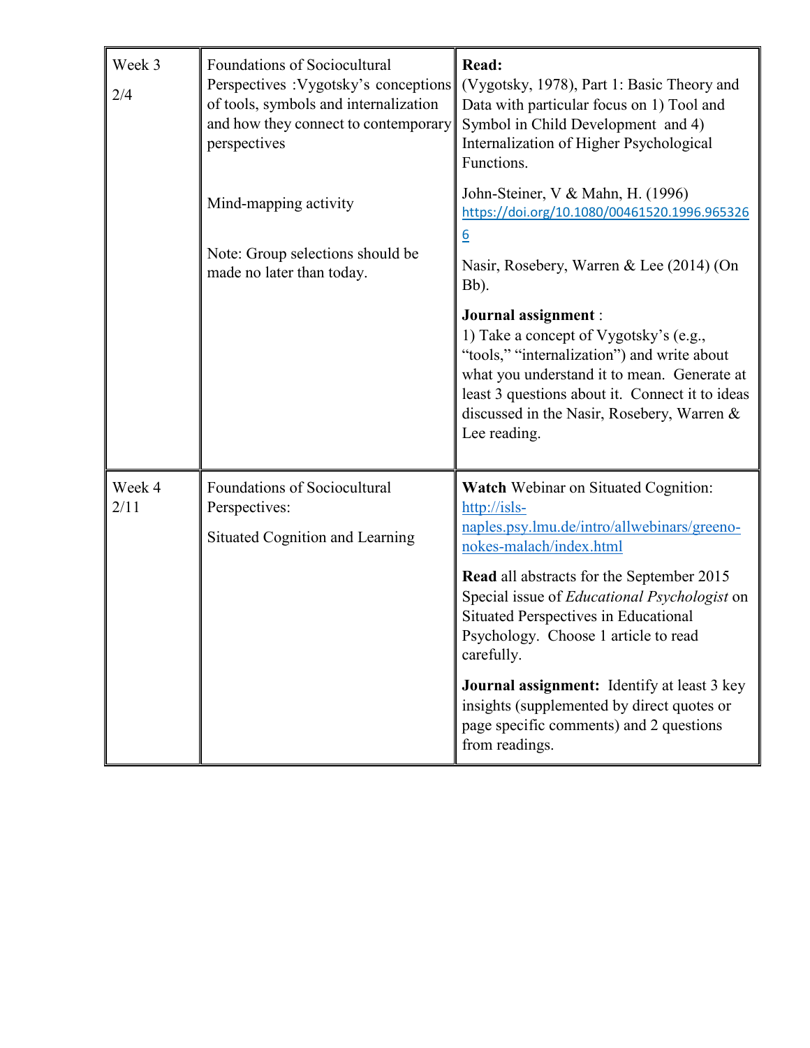| | | |
|---|---|---|
| Week 3<br>2/4 | Foundations of Sociocultural Perspectives :Vygotsky's conceptions of tools, symbols and internalization and how they connect to contemporary perspectives<br><br>Mind-mapping activity<br><br>Note: Group selections should be made no later than today. | **Read:**<br>(Vygotsky, 1978), Part 1: Basic Theory and Data with particular focus on 1) Tool and Symbol in Child Development and 4) Internalization of Higher Psychological Functions.<br><br>John-Steiner, V & Mahn, H. (1996) https://doi.org/10.1080/00461520.1996.9653266<br><br>Nasir, Rosebery, Warren & Lee (2014) (On Bb).<br><br>**Journal assignment** :<br>1) Take a concept of Vygotsky's (e.g., "tools," "internalization") and write about what you understand it to mean. Generate at least 3 questions about it. Connect it to ideas discussed in the Nasir, Rosebery, Warren & Lee reading. |
| Week 4<br>2/11 | Foundations of Sociocultural Perspectives:<br><br>Situated Cognition and Learning | **Watch** Webinar on Situated Cognition: http://isls-naples.psy.lmu.de/intro/allwebinars/greeno-nokes-malach/index.html<br><br>**Read** all abstracts for the September 2015 Special issue of *Educational Psychologist* on Situated Perspectives in Educational Psychology. Choose 1 article to read carefully.<br><br>**Journal assignment:** Identify at least 3 key insights (supplemented by direct quotes or page specific comments) and 2 questions from readings. |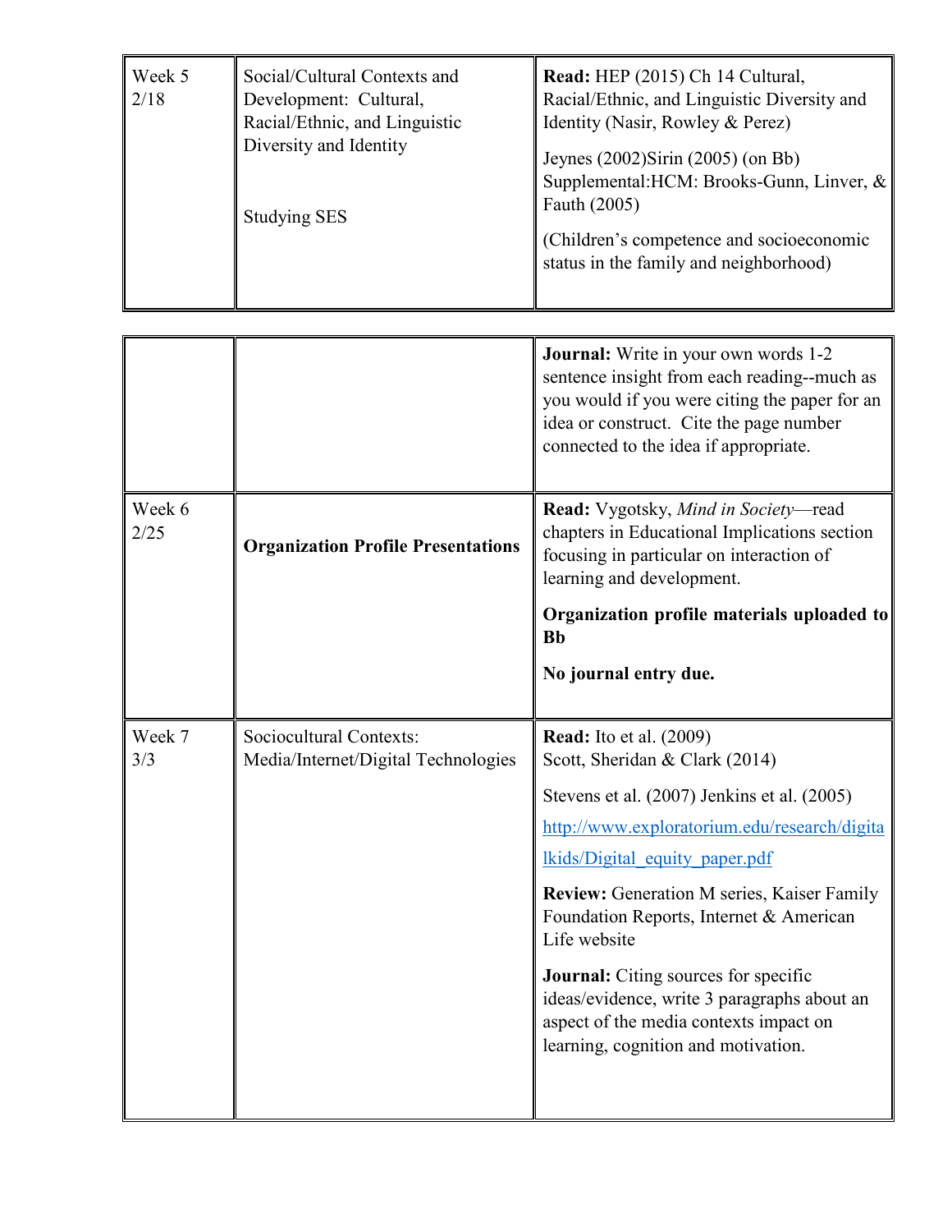| | | |
|---|---|---|
| Week 5<br>2/18 | Social/Cultural Contexts and Development: Cultural, Racial/Ethnic, and Linguistic Diversity and Identity<br><br>Studying SES | **Read:** HEP (2015) Ch 14 Cultural, Racial/Ethnic, and Linguistic Diversity and Identity (Nasir, Rowley & Perez)<br><br>Jeynes (2002)Sirin (2005) (on Bb) Supplemental:HCM: Brooks-Gunn, Linver, & Fauth (2005)<br><br>(Children's competence and socioeconomic status in the family and neighborhood) |
| | | **Journal:** Write in your own words 1-2 sentence insight from each reading--much as you would if you were citing the paper for an idea or construct. Cite the page number connected to the idea if appropriate. |
| Week 6<br>2/25 | **Organization Profile Presentations** | **Read:** Vygotsky, *Mind in Society*—read chapters in Educational Implications section focusing in particular on interaction of learning and development.<br><br>**Organization profile materials uploaded to Bb**<br><br>**No journal entry due.** |
| Week 7<br>3/3 | Sociocultural Contexts: Media/Internet/Digital Technologies | **Read:** Ito et al. (2009)<br>Scott, Sheridan & Clark (2014)<br><br>Stevens et al. (2007) Jenkins et al. (2005)<br><br>http://www.exploratorium.edu/research/digitalkids/Digital_equity_paper.pdf<br><br>**Review:** Generation M series, Kaiser Family Foundation Reports, Internet & American Life website<br><br>**Journal:** Citing sources for specific ideas/evidence, write 3 paragraphs about an aspect of the media contexts impact on learning, cognition and motivation. |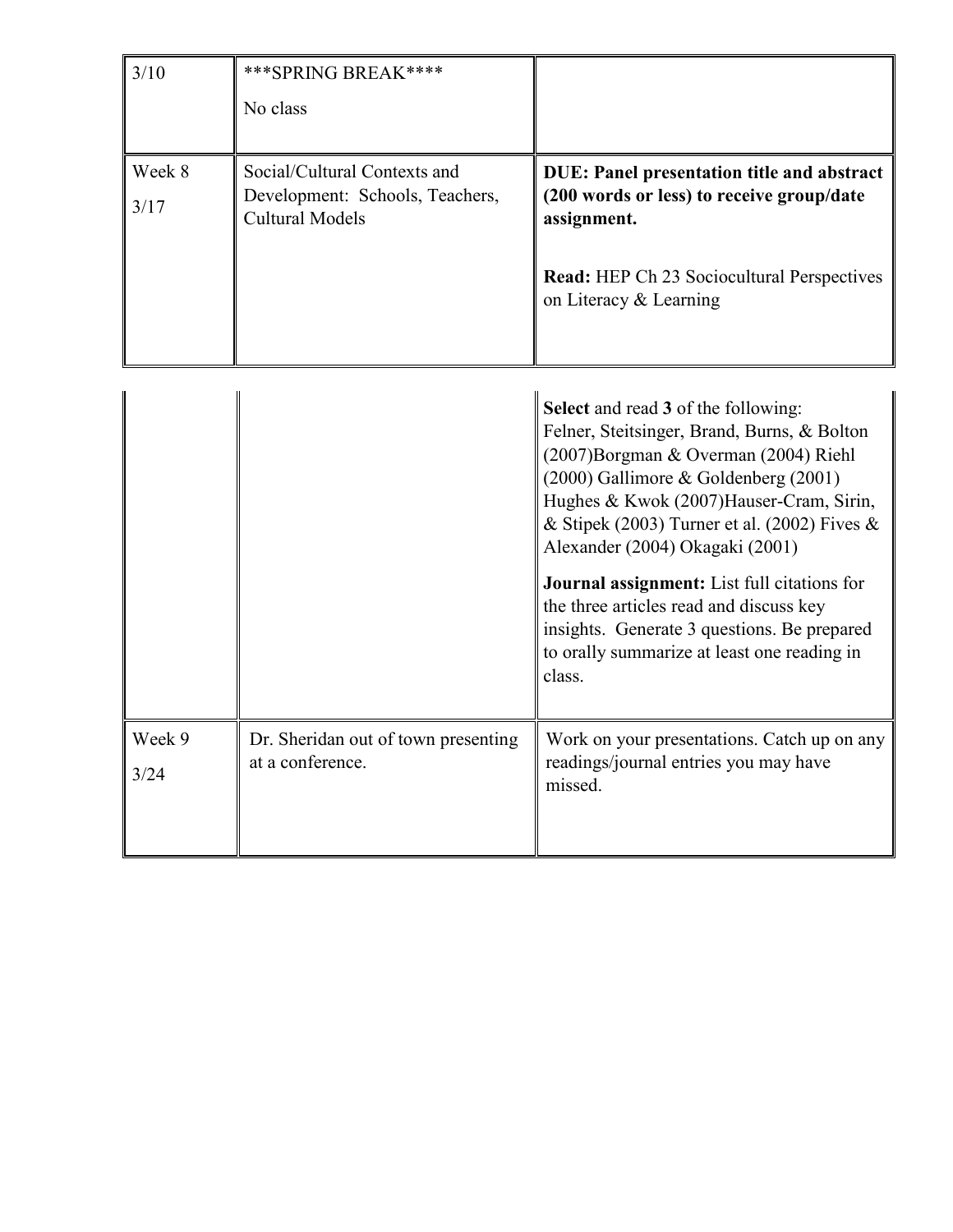| | | |
|---|---|---|
| 3/10 | ***SPRING BREAK****<br><br>No class | |
| Week 8<br><br>3/17 | Social/Cultural Contexts and Development: Schools, Teachers, Cultural Models | **DUE: Panel presentation title and abstract (200 words or less) to receive group/date assignment.**<br><br>**Read:** HEP Ch 23 Sociocultural Perspectives on Literacy & Learning<br><br>**Select** and read **3** of the following: Felner, Steitsinger, Brand, Burns, & Bolton (2007)Borgman & Overman (2004) Riehl (2000) Gallimore & Goldenberg (2001) Hughes & Kwok (2007)Hauser-Cram, Sirin, & Stipek (2003) Turner et al. (2002) Fives & Alexander (2004) Okagaki (2001)<br><br>**Journal assignment:** List full citations for the three articles read and discuss key insights. Generate 3 questions. Be prepared to orally summarize at least one reading in class. |
| Week 9<br><br>3/24 | Dr. Sheridan out of town presenting at a conference. | Work on your presentations. Catch up on any readings/journal entries you may have missed. |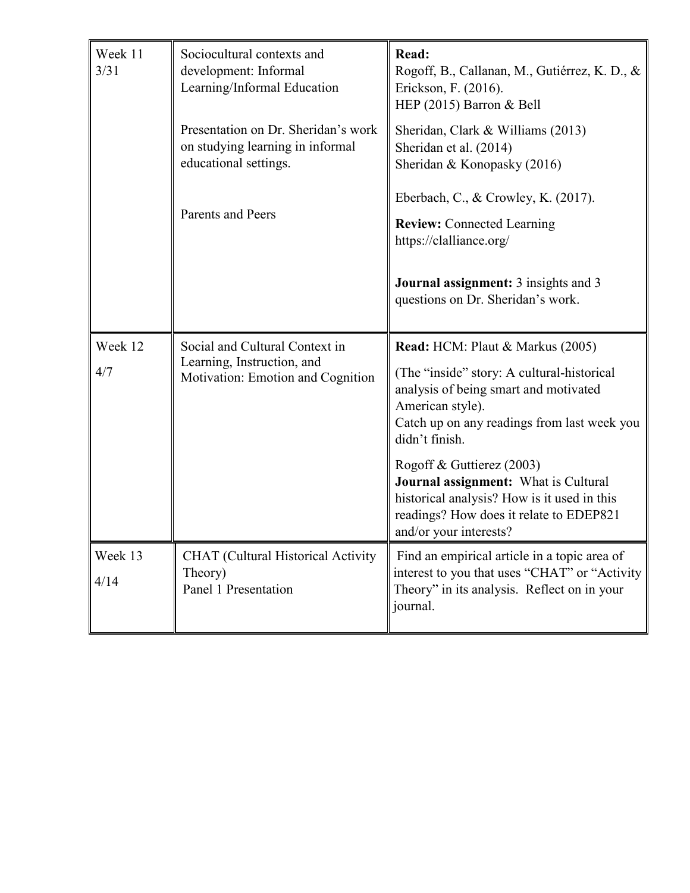| Week 11 3/31 | Sociocultural contexts and development: Informal Learning/Informal Education<br><br>Presentation on Dr. Sheridan's work on studying learning in informal educational settings.<br><br>Parents and Peers | **Read:**<br>Rogoff, B., Callanan, M., Gutiérrez, K. D., & Erickson, F. (2016).<br>HEP (2015) Barron & Bell<br><br>Sheridan, Clark & Williams (2013)<br>Sheridan et al. (2014)<br>Sheridan & Konopasky (2016)<br><br>Eberbach, C., & Crowley, K. (2017).<br>**Review:** Connected Learning https://clalliance.org/<br><br>**Journal assignment:** 3 insights and 3 questions on Dr. Sheridan's work. |
|---|---|---|
| Week 12<br><br>4/7 | Social and Cultural Context in Learning, Instruction, and Motivation: Emotion and Cognition | **Read:** HCM: Plaut & Markus (2005)<br>(The "inside" story: A cultural-historical analysis of being smart and motivated American style).<br>Catch up on any readings from last week you didn't finish.<br><br>Rogoff & Guttierez (2003)<br>**Journal assignment:** What is Cultural historical analysis? How is it used in this readings? How does it relate to EDEP821 and/or your interests? |
| Week 13<br><br>4/14 | CHAT (Cultural Historical Activity Theory)<br>Panel 1 Presentation | Find an empirical article in a topic area of interest to you that uses "CHAT" or "Activity Theory" in its analysis. Reflect on in your journal. |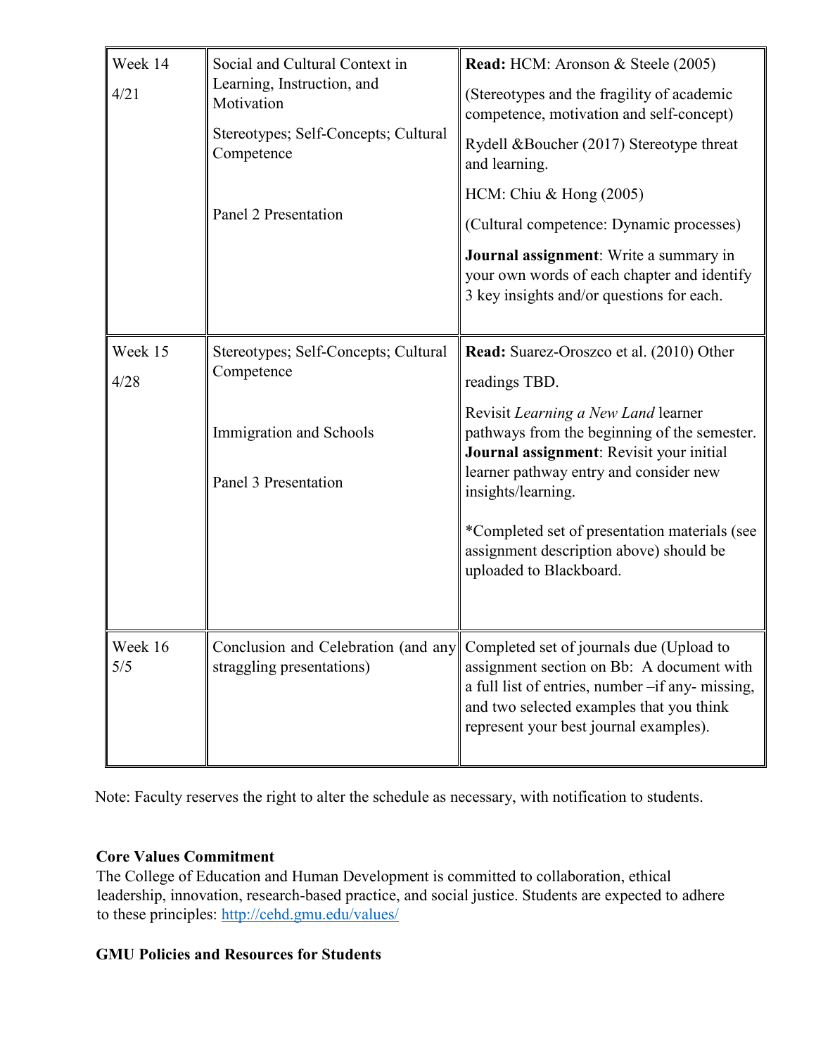| | | |
|---|---|---|
| Week 14<br>4/21 | Social and Cultural Context in Learning, Instruction, and Motivation<br><br>Stereotypes; Self-Concepts; Cultural Competence<br><br>Panel 2 Presentation | **Read:** HCM: Aronson & Steele (2005)<br><br>(Stereotypes and the fragility of academic competence, motivation and self-concept)<br><br>Rydell &Boucher (2017) Stereotype threat and learning.<br><br>HCM: Chiu & Hong (2005)<br><br>(Cultural competence: Dynamic processes)<br><br>**Journal assignment**: Write a summary in your own words of each chapter and identify 3 key insights and/or questions for each. |
| Week 15<br>4/28 | Stereotypes; Self-Concepts; Cultural Competence<br><br>Immigration and Schools<br><br>Panel 3 Presentation | **Read:** Suarez-Oroszco et al. (2010) Other readings TBD.<br><br>Revisit *Learning a New Land* learner pathways from the beginning of the semester. **Journal assignment**: Revisit your initial learner pathway entry and consider new insights/learning.<br><br>*Completed set of presentation materials (see assignment description above) should be uploaded to Blackboard. |
| Week 16<br>5/5 | Conclusion and Celebration (and any straggling presentations) | Completed set of journals due (Upload to assignment section on Bb: A document with a full list of entries, number –if any- missing, and two selected examples that you think represent your best journal examples). |

Note: Faculty reserves the right to alter the schedule as necessary, with notification to students.

**Core Values Commitment**

The College of Education and Human Development is committed to collaboration, ethical leadership, innovation, research-based practice, and social justice. Students are expected to adhere to these principles: http://cehd.gmu.edu/values/

**GMU Policies and Resources for Students**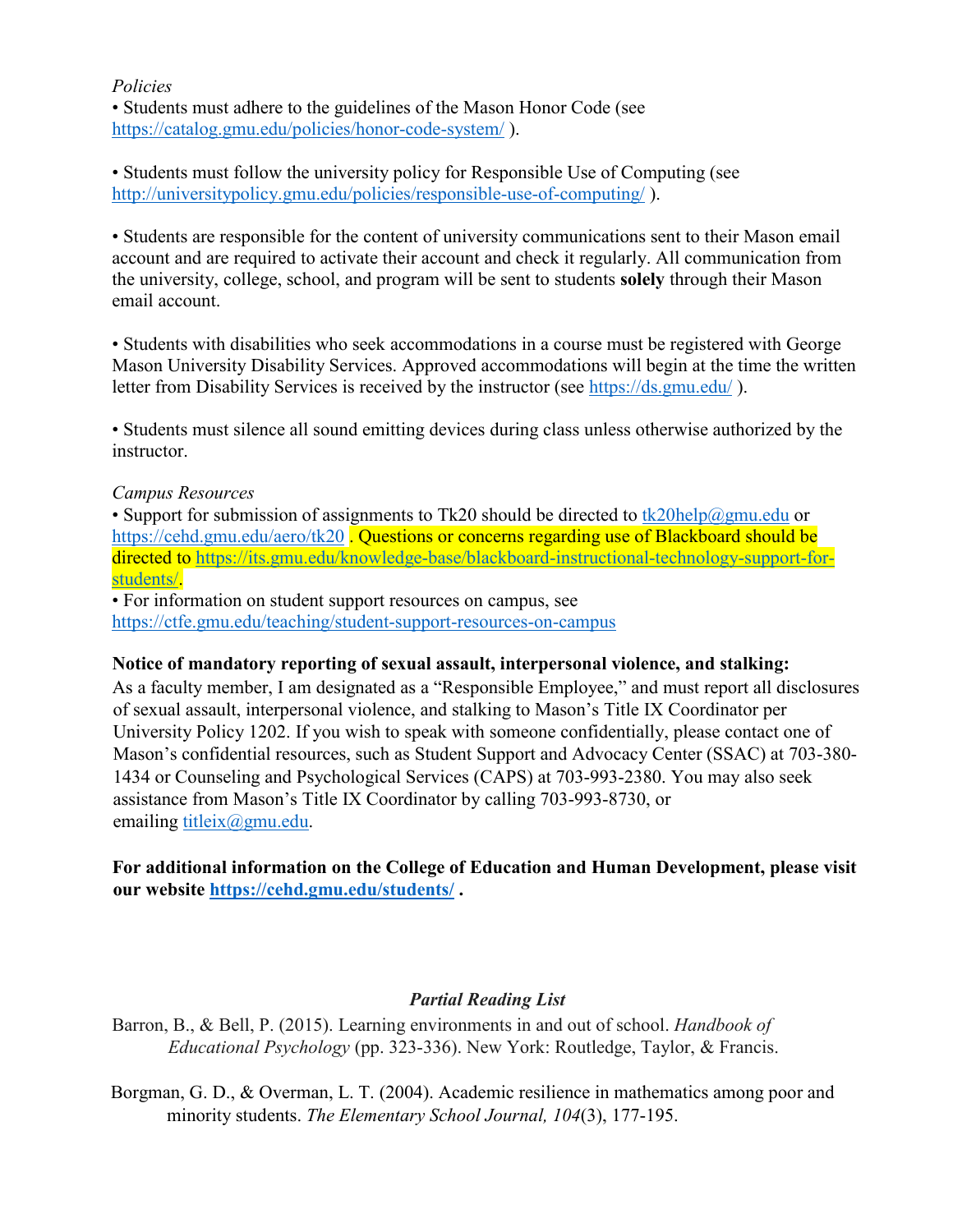*Policies*

• Students must adhere to the guidelines of the Mason Honor Code (see https://catalog.gmu.edu/policies/honor-code-system/ ).

• Students must follow the university policy for Responsible Use of Computing (see http://universitypolicy.gmu.edu/policies/responsible-use-of-computing/ ).

• Students are responsible for the content of university communications sent to their Mason email account and are required to activate their account and check it regularly. All communication from the university, college, school, and program will be sent to students **solely** through their Mason email account.

• Students with disabilities who seek accommodations in a course must be registered with George Mason University Disability Services. Approved accommodations will begin at the time the written letter from Disability Services is received by the instructor (see https://ds.gmu.edu/ ).

• Students must silence all sound emitting devices during class unless otherwise authorized by the instructor.

*Campus Resources*

• Support for submission of assignments to Tk20 should be directed to tk20help@gmu.edu or https://cehd.gmu.edu/aero/tk20 . Questions or concerns regarding use of Blackboard should be directed to https://its.gmu.edu/knowledge-base/blackboard-instructional-technology-support-for-students/.

• For information on student support resources on campus, see https://ctfe.gmu.edu/teaching/student-support-resources-on-campus

**Notice of mandatory reporting of sexual assault, interpersonal violence, and stalking:**
As a faculty member, I am designated as a "Responsible Employee," and must report all disclosures of sexual assault, interpersonal violence, and stalking to Mason's Title IX Coordinator per University Policy 1202. If you wish to speak with someone confidentially, please contact one of Mason's confidential resources, such as Student Support and Advocacy Center (SSAC) at 703-380-1434 or Counseling and Psychological Services (CAPS) at 703-993-2380. You may also seek assistance from Mason's Title IX Coordinator by calling 703-993-8730, or emailing titleix@gmu.edu.

**For additional information on the College of Education and Human Development, please visit our website https://cehd.gmu.edu/students/ .**

### *Partial Reading List*

Barron, B., & Bell, P. (2015). Learning environments in and out of school. *Handbook of Educational Psychology* (pp. 323-336). New York: Routledge, Taylor, & Francis.

Borgman, G. D., & Overman, L. T. (2004). Academic resilience in mathematics among poor and minority students. *The Elementary School Journal, 104*(3), 177-195.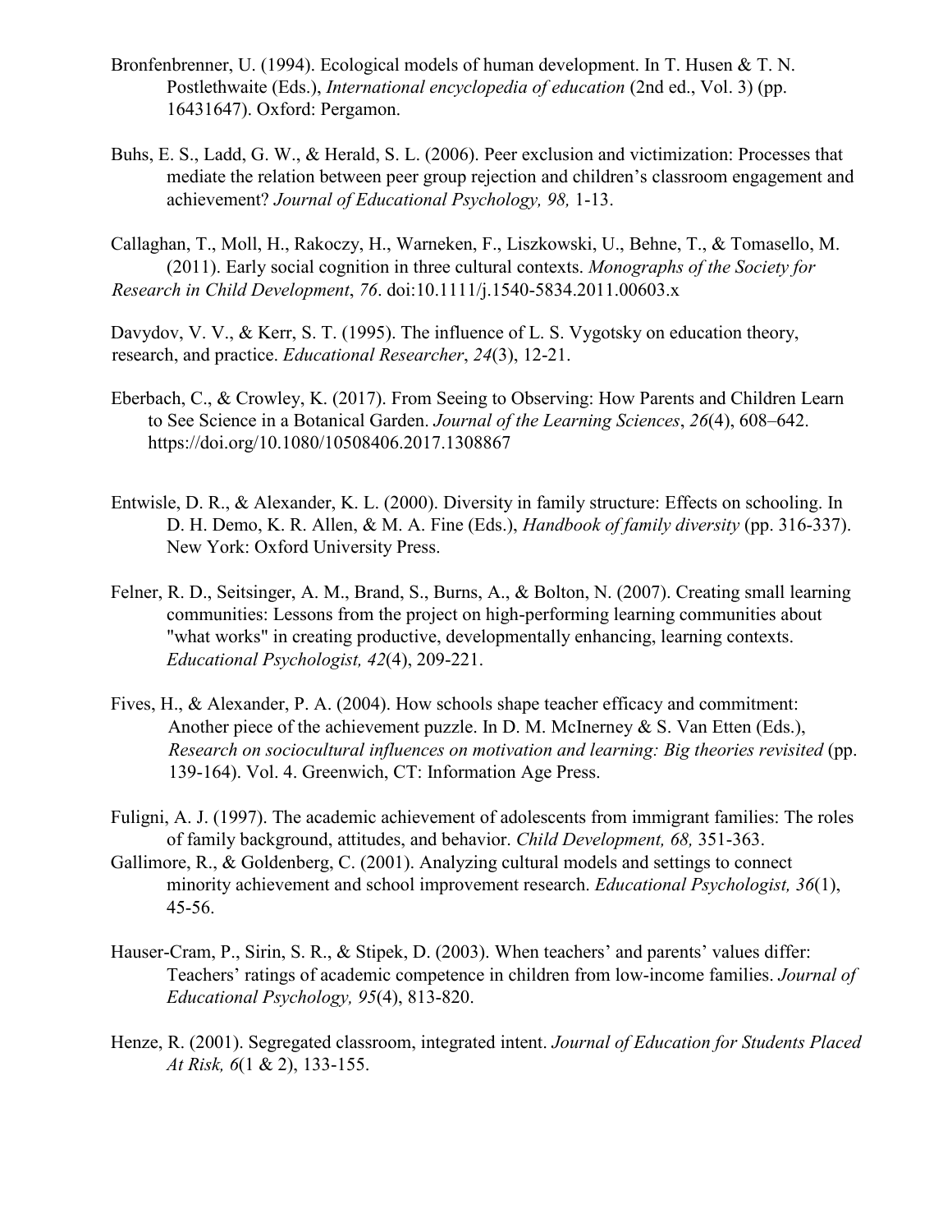Bronfenbrenner, U. (1994). Ecological models of human development. In T. Husen & T. N. Postlethwaite (Eds.), *International encyclopedia of education* (2nd ed., Vol. 3) (pp. 16431647). Oxford: Pergamon.

Buhs, E. S., Ladd, G. W., & Herald, S. L. (2006). Peer exclusion and victimization: Processes that mediate the relation between peer group rejection and children's classroom engagement and achievement? *Journal of Educational Psychology, 98,* 1-13.

Callaghan, T., Moll, H., Rakoczy, H., Warneken, F., Liszkowski, U., Behne, T., & Tomasello, M. (2011). Early social cognition in three cultural contexts. *Monographs of the Society for Research in Child Development*, *76*. doi:10.1111/j.1540-5834.2011.00603.x

Davydov, V. V., & Kerr, S. T. (1995). The influence of L. S. Vygotsky on education theory, research, and practice. *Educational Researcher*, *24*(3), 12-21.

Eberbach, C., & Crowley, K. (2017). From Seeing to Observing: How Parents and Children Learn to See Science in a Botanical Garden. *Journal of the Learning Sciences*, *26*(4), 608–642. https://doi.org/10.1080/10508406.2017.1308867

Entwisle, D. R., & Alexander, K. L. (2000). Diversity in family structure: Effects on schooling. In D. H. Demo, K. R. Allen, & M. A. Fine (Eds.), *Handbook of family diversity* (pp. 316-337). New York: Oxford University Press.

Felner, R. D., Seitsinger, A. M., Brand, S., Burns, A., & Bolton, N. (2007). Creating small learning communities: Lessons from the project on high-performing learning communities about "what works" in creating productive, developmentally enhancing, learning contexts. *Educational Psychologist, 42*(4), 209-221.

Fives, H., & Alexander, P. A. (2004). How schools shape teacher efficacy and commitment: Another piece of the achievement puzzle. In D. M. McInerney & S. Van Etten (Eds.), *Research on sociocultural influences on motivation and learning: Big theories revisited* (pp. 139-164). Vol. 4. Greenwich, CT: Information Age Press.

Fuligni, A. J. (1997). The academic achievement of adolescents from immigrant families: The roles of family background, attitudes, and behavior. *Child Development, 68,* 351-363.

Gallimore, R., & Goldenberg, C. (2001). Analyzing cultural models and settings to connect minority achievement and school improvement research. *Educational Psychologist, 36*(1), 45-56.

Hauser-Cram, P., Sirin, S. R., & Stipek, D. (2003). When teachers' and parents' values differ: Teachers' ratings of academic competence in children from low-income families. *Journal of Educational Psychology, 95*(4), 813-820.

Henze, R. (2001). Segregated classroom, integrated intent. *Journal of Education for Students Placed At Risk, 6*(1 & 2), 133-155.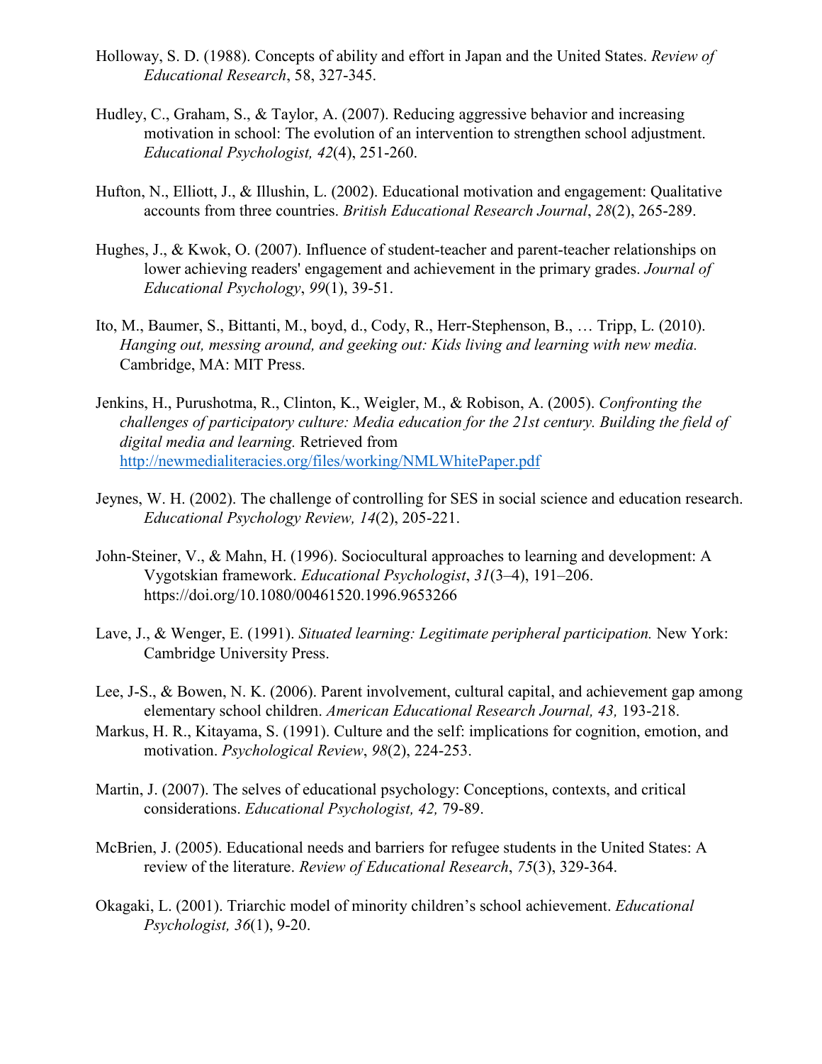Holloway, S. D. (1988). Concepts of ability and effort in Japan and the United States. *Review of Educational Research*, 58, 327-345.

Hudley, C., Graham, S., & Taylor, A. (2007). Reducing aggressive behavior and increasing motivation in school: The evolution of an intervention to strengthen school adjustment. *Educational Psychologist, 42*(4), 251-260.

Hufton, N., Elliott, J., & Illushin, L. (2002). Educational motivation and engagement: Qualitative accounts from three countries. *British Educational Research Journal*, *28*(2), 265-289.

Hughes, J., & Kwok, O. (2007). Influence of student-teacher and parent-teacher relationships on lower achieving readers' engagement and achievement in the primary grades. *Journal of Educational Psychology*, *99*(1), 39-51.

Ito, M., Baumer, S., Bittanti, M., boyd, d., Cody, R., Herr-Stephenson, B., … Tripp, L. (2010). *Hanging out, messing around, and geeking out: Kids living and learning with new media.* Cambridge, MA: MIT Press.

Jenkins, H., Purushotma, R., Clinton, K., Weigler, M., & Robison, A. (2005). *Confronting the challenges of participatory culture: Media education for the 21st century. Building the field of digital media and learning.* Retrieved from http://newmedialiteracies.org/files/working/NMLWhitePaper.pdf

Jeynes, W. H. (2002). The challenge of controlling for SES in social science and education research. *Educational Psychology Review, 14*(2), 205-221.

John-Steiner, V., & Mahn, H. (1996). Sociocultural approaches to learning and development: A Vygotskian framework. *Educational Psychologist*, *31*(3–4), 191–206. https://doi.org/10.1080/00461520.1996.9653266

Lave, J., & Wenger, E. (1991). *Situated learning: Legitimate peripheral participation.* New York: Cambridge University Press.

Lee, J-S., & Bowen, N. K. (2006). Parent involvement, cultural capital, and achievement gap among elementary school children. *American Educational Research Journal, 43,* 193-218.

Markus, H. R., Kitayama, S. (1991). Culture and the self: implications for cognition, emotion, and motivation. *Psychological Review*, *98*(2), 224-253.

Martin, J. (2007). The selves of educational psychology: Conceptions, contexts, and critical considerations. *Educational Psychologist, 42,* 79-89.

McBrien, J. (2005). Educational needs and barriers for refugee students in the United States: A review of the literature. *Review of Educational Research*, *75*(3), 329-364.

Okagaki, L. (2001). Triarchic model of minority children's school achievement. *Educational Psychologist, 36*(1), 9-20.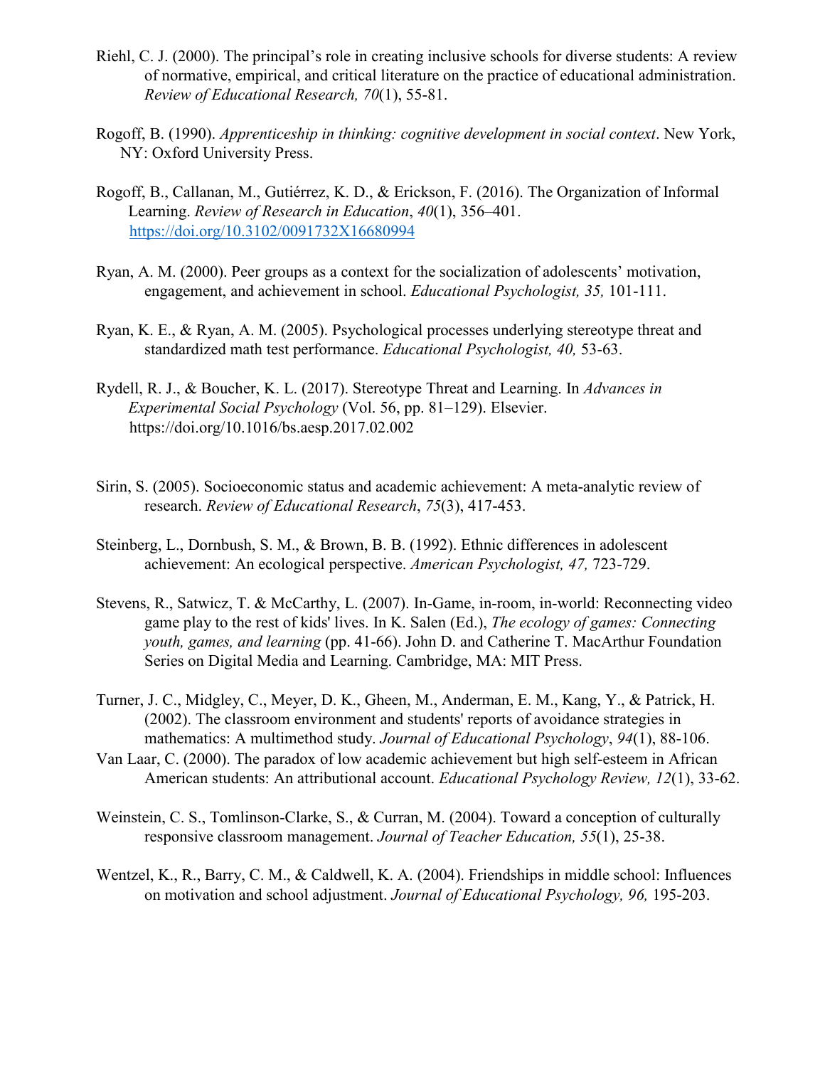Riehl, C. J. (2000). The principal's role in creating inclusive schools for diverse students: A review of normative, empirical, and critical literature on the practice of educational administration. *Review of Educational Research, 70*(1), 55-81.

Rogoff, B. (1990). *Apprenticeship in thinking: cognitive development in social context*. New York, NY: Oxford University Press.

Rogoff, B., Callanan, M., Gutiérrez, K. D., & Erickson, F. (2016). The Organization of Informal Learning. *Review of Research in Education*, *40*(1), 356–401. https://doi.org/10.3102/0091732X16680994

Ryan, A. M. (2000). Peer groups as a context for the socialization of adolescents' motivation, engagement, and achievement in school. *Educational Psychologist, 35,* 101-111.

Ryan, K. E., & Ryan, A. M. (2005). Psychological processes underlying stereotype threat and standardized math test performance. *Educational Psychologist, 40,* 53-63.

Rydell, R. J., & Boucher, K. L. (2017). Stereotype Threat and Learning. In *Advances in Experimental Social Psychology* (Vol. 56, pp. 81–129). Elsevier. https://doi.org/10.1016/bs.aesp.2017.02.002

Sirin, S. (2005). Socioeconomic status and academic achievement: A meta-analytic review of research. *Review of Educational Research*, *75*(3), 417-453.

Steinberg, L., Dornbush, S. M., & Brown, B. B. (1992). Ethnic differences in adolescent achievement: An ecological perspective. *American Psychologist, 47,* 723-729.

Stevens, R., Satwicz, T. & McCarthy, L. (2007). In-Game, in-room, in-world: Reconnecting video game play to the rest of kids' lives. In K. Salen (Ed.), *The ecology of games: Connecting youth, games, and learning* (pp. 41-66). John D. and Catherine T. MacArthur Foundation Series on Digital Media and Learning. Cambridge, MA: MIT Press.

Turner, J. C., Midgley, C., Meyer, D. K., Gheen, M., Anderman, E. M., Kang, Y., & Patrick, H. (2002). The classroom environment and students' reports of avoidance strategies in mathematics: A multimethod study. *Journal of Educational Psychology*, *94*(1), 88-106.

Van Laar, C. (2000). The paradox of low academic achievement but high self-esteem in African American students: An attributional account. *Educational Psychology Review, 12*(1), 33-62.

Weinstein, C. S., Tomlinson-Clarke, S., & Curran, M. (2004). Toward a conception of culturally responsive classroom management. *Journal of Teacher Education, 55*(1), 25-38.

Wentzel, K., R., Barry, C. M., & Caldwell, K. A. (2004). Friendships in middle school: Influences on motivation and school adjustment. *Journal of Educational Psychology, 96,* 195-203.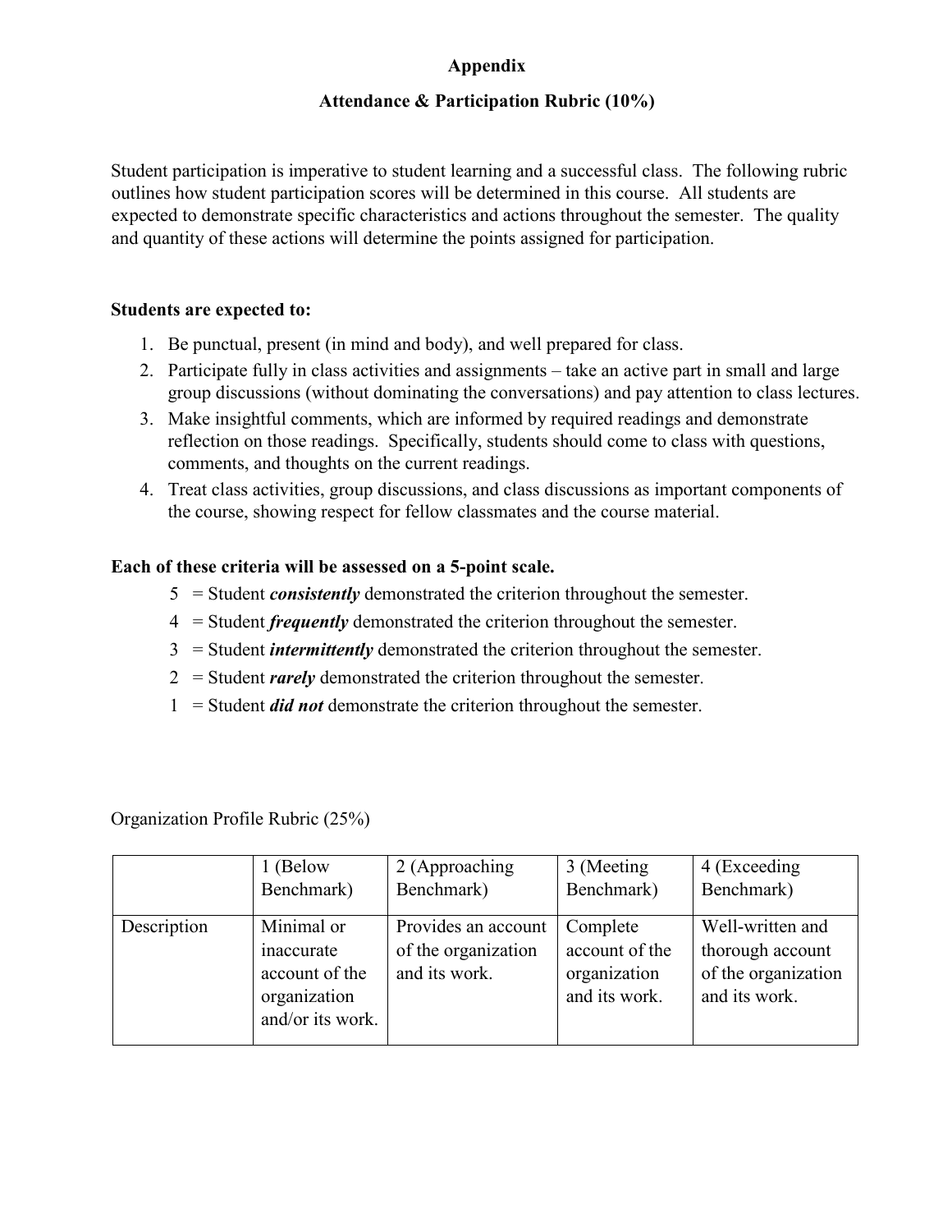# Appendix

## Attendance & Participation Rubric (10%)

Student participation is imperative to student learning and a successful class. The following rubric outlines how student participation scores will be determined in this course. All students are expected to demonstrate specific characteristics and actions throughout the semester. The quality and quantity of these actions will determine the points assigned for participation.

**Students are expected to:**

1. Be punctual, present (in mind and body), and well prepared for class.
2. Participate fully in class activities and assignments – take an active part in small and large group discussions (without dominating the conversations) and pay attention to class lectures.
3. Make insightful comments, which are informed by required readings and demonstrate reflection on those readings. Specifically, students should come to class with questions, comments, and thoughts on the current readings.
4. Treat class activities, group discussions, and class discussions as important components of the course, showing respect for fellow classmates and the course material.

**Each of these criteria will be assessed on a 5-point scale.**

- 5 = Student ***consistently*** demonstrated the criterion throughout the semester.
- 4 = Student ***frequently*** demonstrated the criterion throughout the semester.
- 3 = Student ***intermittently*** demonstrated the criterion throughout the semester.
- 2 = Student ***rarely*** demonstrated the criterion throughout the semester.
- 1 = Student ***did not*** demonstrate the criterion throughout the semester.

Organization Profile Rubric (25%)

| | 1 (Below Benchmark) | 2 (Approaching Benchmark) | 3 (Meeting Benchmark) | 4 (Exceeding Benchmark) |
|---|---|---|---|---|
| Description | Minimal or inaccurate account of the organization and/or its work. | Provides an account of the organization and its work. | Complete account of the organization and its work. | Well-written and thorough account of the organization and its work. |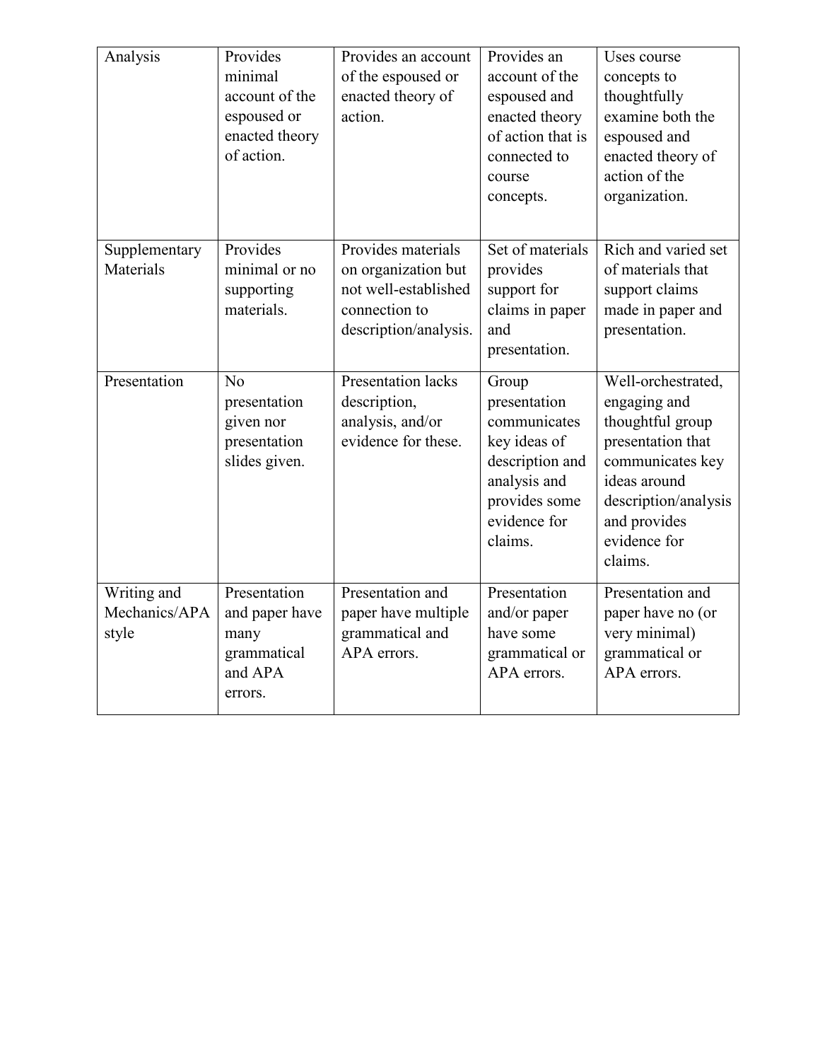| | | | | |
|---|---|---|---|---|
| Analysis | Provides minimal account of the espoused or enacted theory of action. | Provides an account of the espoused or enacted theory of action. | Provides an account of the espoused and enacted theory of action that is connected to course concepts. | Uses course concepts to thoughtfully examine both the espoused and enacted theory of action of the organization. |
| Supplementary Materials | Provides minimal or no supporting materials. | Provides materials on organization but not well-established connection to description/analysis. | Set of materials provides support for claims in paper and presentation. | Rich and varied set of materials that support claims made in paper and presentation. |
| Presentation | No presentation given nor presentation slides given. | Presentation lacks description, analysis, and/or evidence for these. | Group presentation communicates key ideas of description and analysis and provides some evidence for claims. | Well-orchestrated, engaging and thoughtful group presentation that communicates key ideas around description/analysis and provides evidence for claims. |
| Writing and Mechanics/APA style | Presentation and paper have many grammatical and APA errors. | Presentation and paper have multiple grammatical and APA errors. | Presentation and/or paper have some grammatical or APA errors. | Presentation and paper have no (or very minimal) grammatical or APA errors. |